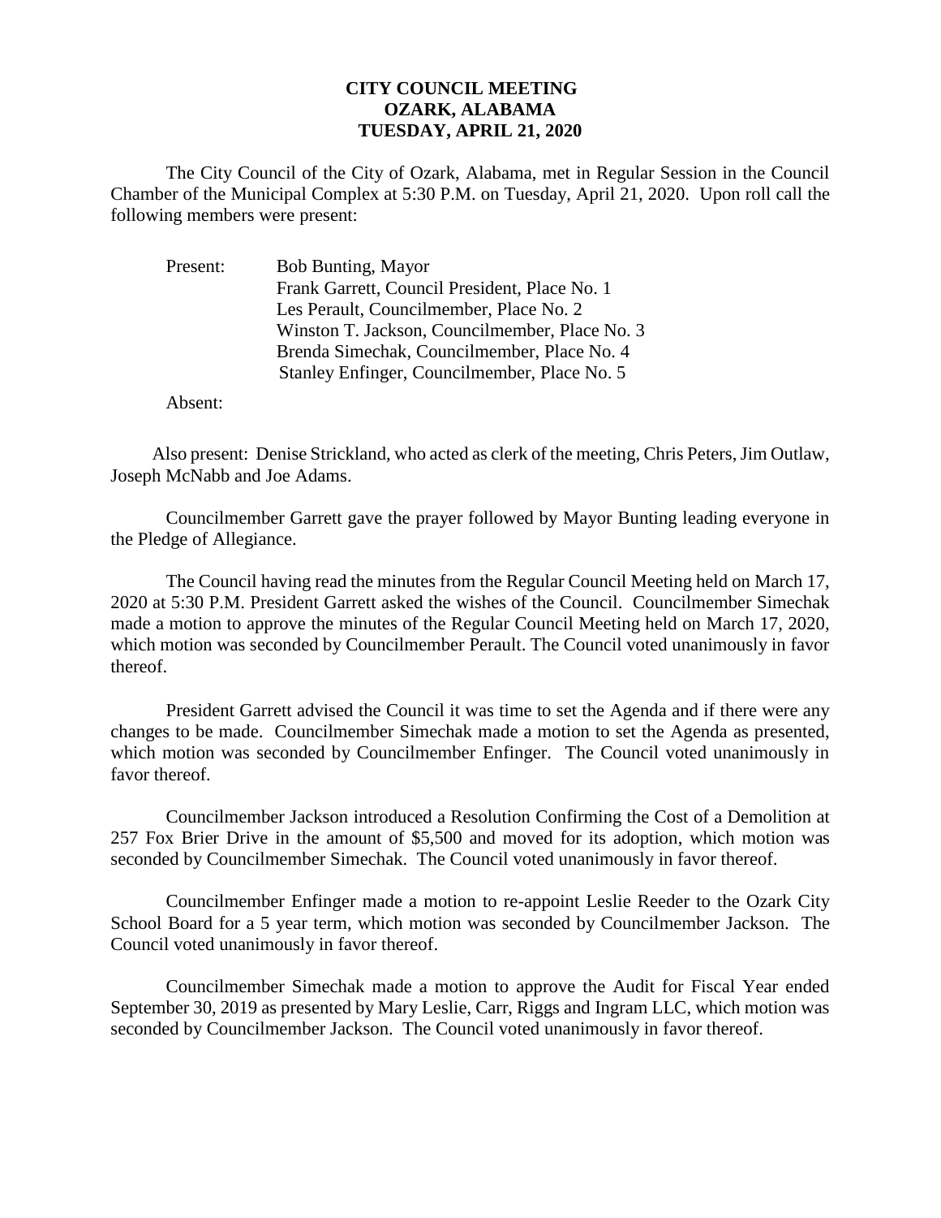# CITY COUNCIL MEETING
## OZARK, ALABAMA
## TUESDAY, APRIL 21, 2020

The City Council of the City of Ozark, Alabama, met in Regular Session in the Council Chamber of the Municipal Complex at 5:30 P.M. on Tuesday, April 21, 2020. Upon roll call the following members were present:

Present: Bob Bunting, Mayor
Frank Garrett, Council President, Place No. 1
Les Perault, Councilmember, Place No. 2
Winston T. Jackson, Councilmember, Place No. 3
Brenda Simechak, Councilmember, Place No. 4
Stanley Enfinger, Councilmember, Place No. 5

Absent:

Also present: Denise Strickland, who acted as clerk of the meeting, Chris Peters, Jim Outlaw, Joseph McNabb and Joe Adams.

Councilmember Garrett gave the prayer followed by Mayor Bunting leading everyone in the Pledge of Allegiance.

The Council having read the minutes from the Regular Council Meeting held on March 17, 2020 at 5:30 P.M. President Garrett asked the wishes of the Council. Councilmember Simechak made a motion to approve the minutes of the Regular Council Meeting held on March 17, 2020, which motion was seconded by Councilmember Perault. The Council voted unanimously in favor thereof.

President Garrett advised the Council it was time to set the Agenda and if there were any changes to be made. Councilmember Simechak made a motion to set the Agenda as presented, which motion was seconded by Councilmember Enfinger. The Council voted unanimously in favor thereof.

Councilmember Jackson introduced a Resolution Confirming the Cost of a Demolition at 257 Fox Brier Drive in the amount of $5,500 and moved for its adoption, which motion was seconded by Councilmember Simechak. The Council voted unanimously in favor thereof.

Councilmember Enfinger made a motion to re-appoint Leslie Reeder to the Ozark City School Board for a 5 year term, which motion was seconded by Councilmember Jackson. The Council voted unanimously in favor thereof.

Councilmember Simechak made a motion to approve the Audit for Fiscal Year ended September 30, 2019 as presented by Mary Leslie, Carr, Riggs and Ingram LLC, which motion was seconded by Councilmember Jackson. The Council voted unanimously in favor thereof.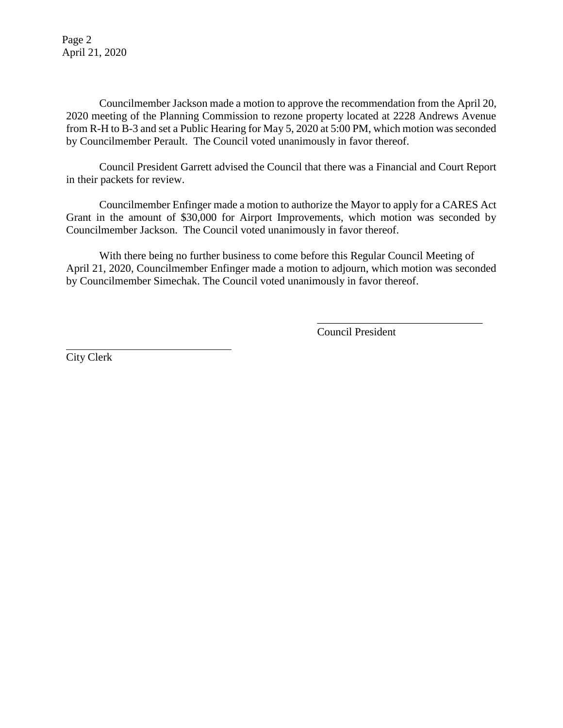Councilmember Jackson made a motion to approve the recommendation from the April 20, 2020 meeting of the Planning Commission to rezone property located at 2228 Andrews Avenue from R-H to B-3 and set a Public Hearing for May 5, 2020 at 5:00 PM, which motion was seconded by Councilmember Perault. The Council voted unanimously in favor thereof.

Council President Garrett advised the Council that there was a Financial and Court Report in their packets for review.

Councilmember Enfinger made a motion to authorize the Mayor to apply for a CARES Act Grant in the amount of $30,000 for Airport Improvements, which motion was seconded by Councilmember Jackson. The Council voted unanimously in favor thereof.

With there being no further business to come before this Regular Council Meeting of April 21, 2020, Councilmember Enfinger made a motion to adjourn, which motion was seconded by Councilmember Simechak. The Council voted unanimously in favor thereof.

\_\_\_\_\_\_\_\_\_\_\_\_\_\_\_\_\_\_\_\_\_\_\_\_\_\_\_\_\_\_\_
Council President

\_\_\_\_\_\_\_\_\_\_\_\_\_\_\_\_\_\_\_\_\_\_\_\_\_\_\_\_\_\_\_
City Clerk